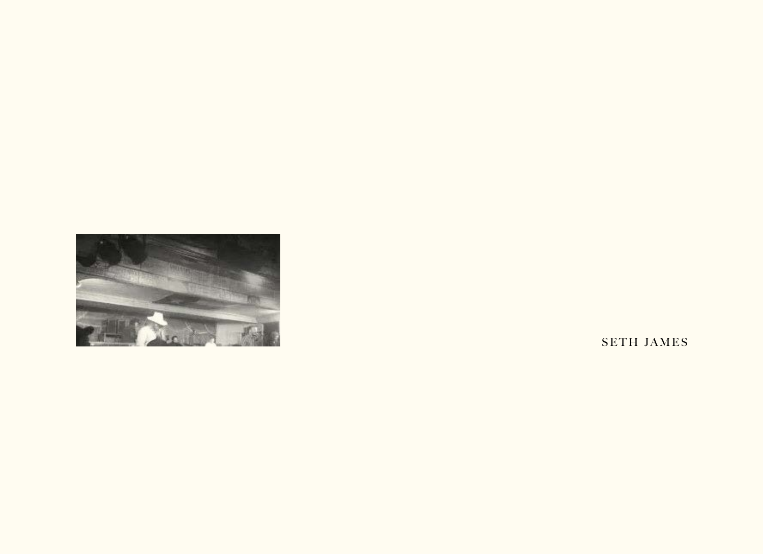SETH JAMES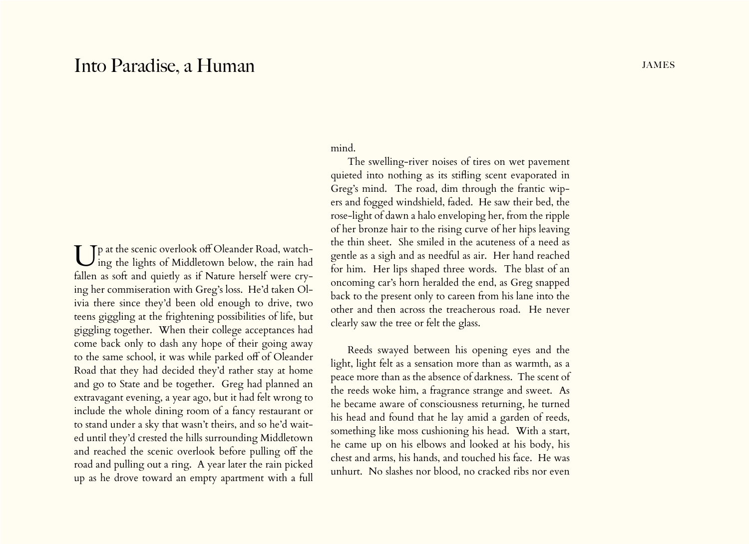# Into Paradise, a Human

Up at the scenic overlook off Oleander Road, watching the lights of Middletown below, the rain had fallen as soft and quietly as if Nature herself were crying her commiseration with Greg's loss. He'd taken Olivia there since they'd been old enough to drive, two teens giggling at the frightening possibilities of life, but giggling together. When their college acceptances had come back only to dash any hope of their going away to the same school, it was while parked off of Oleander Road that they had decided they'd rather stay at home and go to State and be together. Greg had planned an extravagant evening, a year ago, but it had felt wrong to include the whole dining room of a fancy restaurant or to stand under a sky that wasn't theirs, and so he'd waited until they'd crested the hills surrounding Middletown and reached the scenic overlook before pulling off the road and pulling out a ring. A year later the rain picked up as he drove toward an empty apartment with a full mind.

The swelling-river noises of tires on wet pavement quieted into nothing as its stifling scent evaporated in Greg's mind. The road, dim through the frantic wipers and fogged windshield, faded. He saw their bed, the rose-light of dawn a halo enveloping her, from the ripple of her bronze hair to the rising curve of her hips leaving the thin sheet. She smiled in the acuteness of a need as gentle as a sigh and as needful as air. Her hand reached for him. Her lips shaped three words. The blast of an oncoming car's horn heralded the end, as Greg snapped back to the present only to careen from his lane into the other and then across the treacherous road. He never clearly saw the tree or felt the glass.

Reeds swayed between his opening eyes and the light, light felt as a sensation more than as warmth, as a peace more than as the absence of darkness. The scent of the reeds woke him, a fragrance strange and sweet. As he became aware of consciousness returning, he turned his head and found that he lay amid a garden of reeds, something like moss cushioning his head. With a start, he came up on his elbows and looked at his body, his chest and arms, his hands, and touched his face. He was unhurt. No slashes nor blood, no cracked ribs nor even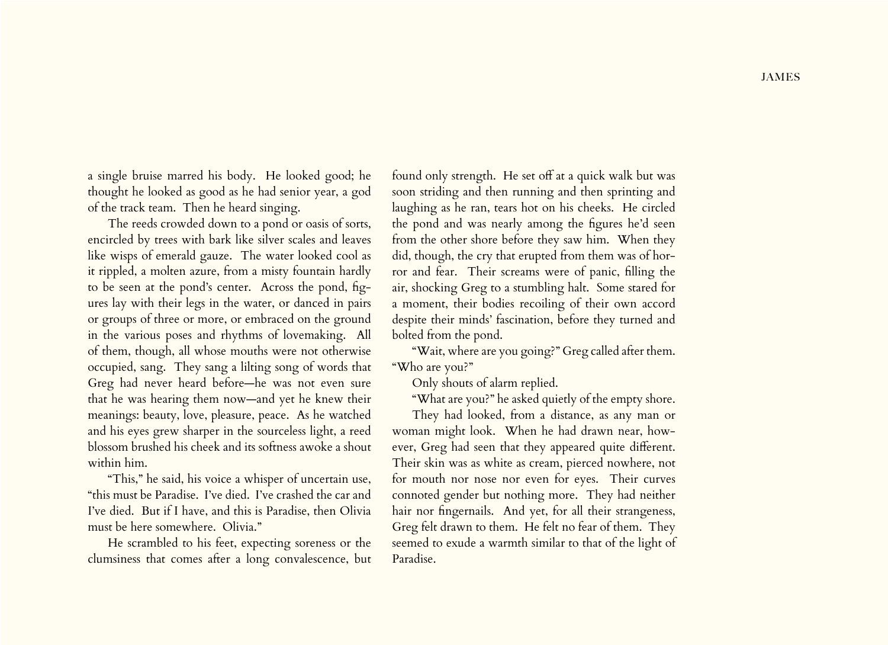a single bruise marred his body. He looked good; he thought he looked as good as he had senior year, a god of the track team. Then he heard singing.

The reeds crowded down to a pond or oasis of sorts, encircled by trees with bark like silver scales and leaves like wisps of emerald gauze. The water looked cool as it rippled, a molten azure, from a misty fountain hardly to be seen at the pond's center. Across the pond, figures lay with their legs in the water, or danced in pairs or groups of three or more, or embraced on the ground in the various poses and rhythms of lovemaking. All of them, though, all whose mouths were not otherwise occupied, sang. They sang a lilting song of words that Greg had never heard before—he was not even sure that he was hearing them now—and yet he knew their meanings: beauty, love, pleasure, peace. As he watched and his eyes grew sharper in the sourceless light, a reed blossom brushed his cheek and its softness awoke a shout within him.

"This," he said, his voice a whisper of uncertain use, "this must be Paradise. I've died. I've crashed the car and I've died. But if I have, and this is Paradise, then Olivia must be here somewhere. Olivia."

He scrambled to his feet, expecting soreness or the clumsiness that comes after a long convalescence, but found only strength. He set off at a quick walk but was soon striding and then running and then sprinting and laughing as he ran, tears hot on his cheeks. He circled the pond and was nearly among the figures he'd seen from the other shore before they saw him. When they did, though, the cry that erupted from them was of horror and fear. Their screams were of panic, filling the air, shocking Greg to a stumbling halt. Some stared for a moment, their bodies recoiling of their own accord despite their minds' fascination, before they turned and bolted from the pond.

"Wait, where are you going?" Greg called after them. "Who are you?"

Only shouts of alarm replied.

"What are you?" he asked quietly of the empty shore.

They had looked, from a distance, as any man or woman might look. When he had drawn near, however, Greg had seen that they appeared quite different. Their skin was as white as cream, pierced nowhere, not for mouth nor nose nor even for eyes. Their curves connoted gender but nothing more. They had neither hair nor fingernails. And yet, for all their strangeness, Greg felt drawn to them. He felt no fear of them. They seemed to exude a warmth similar to that of the light of Paradise.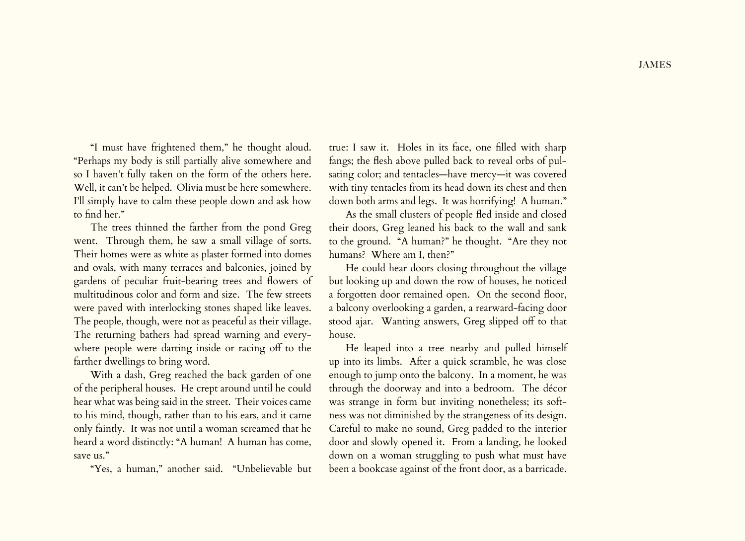"I must have frightened them," he thought aloud. "Perhaps my body is still partially alive somewhere and so I haven't fully taken on the form of the others here. Well, it can't be helped. Olivia must be here somewhere. I'll simply have to calm these people down and ask how to find her."

The trees thinned the farther from the pond Greg went. Through them, he saw a small village of sorts. Their homes were as white as plaster formed into domes and ovals, with many terraces and balconies, joined by gardens of peculiar fruit-bearing trees and flowers of multitudinous color and form and size. The few streets were paved with interlocking stones shaped like leaves. The people, though, were not as peaceful as their village. The returning bathers had spread warning and everywhere people were darting inside or racing off to the farther dwellings to bring word.

With a dash, Greg reached the back garden of one of the peripheral houses. He crept around until he could hear what was being said in the street. Their voices came to his mind, though, rather than to his ears, and it came only faintly. It was not until a woman screamed that he heard a word distinctly: "A human! A human has come, save us."

"Yes, a human," another said. "Unbelievable but true: I saw it. Holes in its face, one filled with sharp fangs; the flesh above pulled back to reveal orbs of pulsating color; and tentacles—have mercy—it was covered with tiny tentacles from its head down its chest and then down both arms and legs. It was horrifying! A human."

As the small clusters of people fled inside and closed their doors, Greg leaned his back to the wall and sank to the ground. "A human?" he thought. "Are they not humans? Where am I, then?"

He could hear doors closing throughout the village but looking up and down the row of houses, he noticed a forgotten door remained open. On the second floor, a balcony overlooking a garden, a rearward-facing door stood ajar. Wanting answers, Greg slipped off to that house.

He leaped into a tree nearby and pulled himself up into its limbs. After a quick scramble, he was close enough to jump onto the balcony. In a moment, he was through the doorway and into a bedroom. The décor was strange in form but inviting nonetheless; its softness was not diminished by the strangeness of its design. Careful to make no sound, Greg padded to the interior door and slowly opened it. From a landing, he looked down on a woman struggling to push what must have been a bookcase against of the front door, as a barricade.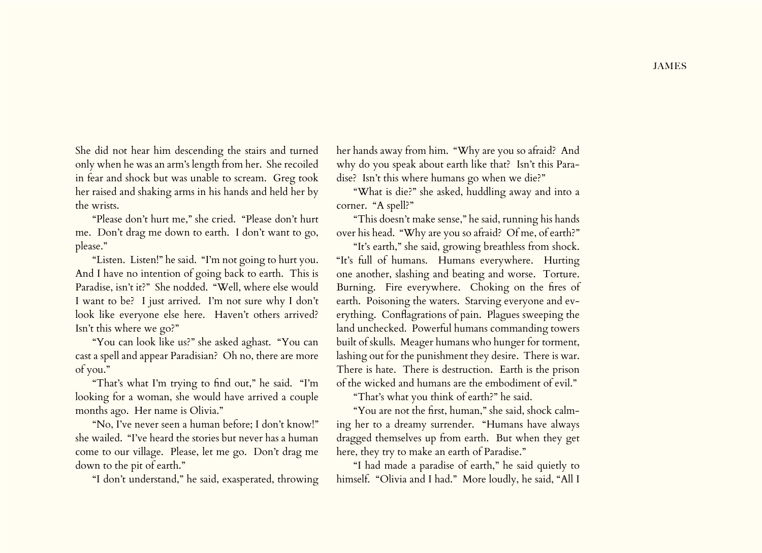She did not hear him descending the stairs and turned only when he was an arm's length from her. She recoiled in fear and shock but was unable to scream. Greg took her raised and shaking arms in his hands and held her by the wrists.

"Please don't hurt me," she cried. "Please don't hurt me. Don't drag me down to earth. I don't want to go, please."

"Listen. Listen!" he said. "I'm not going to hurt you. And I have no intention of going back to earth. This is Paradise, isn't it?" She nodded. "Well, where else would I want to be? I just arrived. I'm not sure why I don't look like everyone else here. Haven't others arrived? Isn't this where we go?"

"You can look like us?" she asked aghast. "You can cast a spell and appear Paradisian? Oh no, there are more of you."

"That's what I'm trying to find out," he said. "I'm looking for a woman, she would have arrived a couple months ago. Her name is Olivia."

"No, I've never seen a human before; I don't know!" she wailed. "I've heard the stories but never has a human come to our village. Please, let me go. Don't drag me down to the pit of earth."

"I don't understand," he said, exasperated, throwing her hands away from him. "Why are you so afraid? And why do you speak about earth like that? Isn't this Paradise? Isn't this where humans go when we die?"

"What is die?" she asked, huddling away and into a corner. "A spell?"

"This doesn't make sense," he said, running his hands over his head. "Why are you so afraid? Of me, of earth?"

"It's earth," she said, growing breathless from shock. "It's full of humans. Humans everywhere. Hurting one another, slashing and beating and worse. Torture. Burning. Fire everywhere. Choking on the fires of earth. Poisoning the waters. Starving everyone and everything. Conflagrations of pain. Plagues sweeping the land unchecked. Powerful humans commanding towers built of skulls. Meager humans who hunger for torment, lashing out for the punishment they desire. There is war. There is hate. There is destruction. Earth is the prison of the wicked and humans are the embodiment of evil."

"That's what you think of earth?" he said.

"You are not the first, human," she said, shock calming her to a dreamy surrender. "Humans have always dragged themselves up from earth. But when they get here, they try to make an earth of Paradise."

"I had made a paradise of earth," he said quietly to himself. "Olivia and I had." More loudly, he said, "All I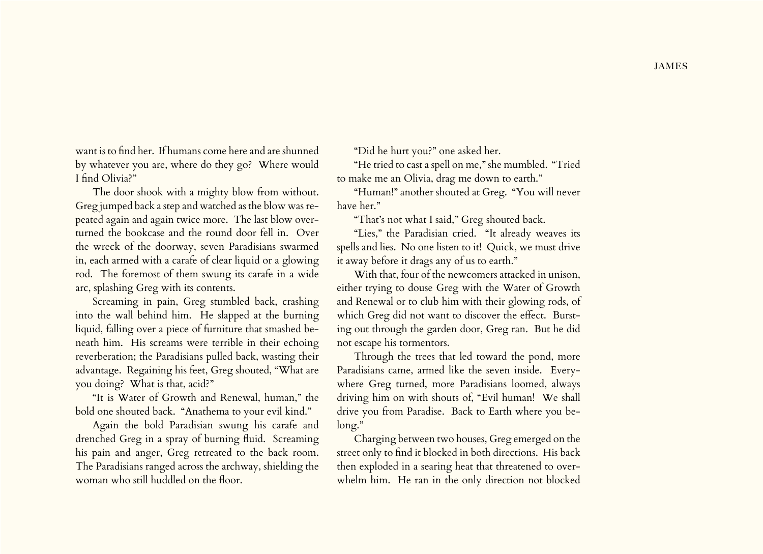want is to find her. If humans come here and are shunned by whatever you are, where do they go? Where would I find Olivia?"

The door shook with a mighty blow from without. Greg jumped back a step and watched as the blow was repeated again and again twice more. The last blow overturned the bookcase and the round door fell in. Over the wreck of the doorway, seven Paradisians swarmed in, each armed with a carafe of clear liquid or a glowing rod. The foremost of them swung its carafe in a wide arc, splashing Greg with its contents.

Screaming in pain, Greg stumbled back, crashing into the wall behind him. He slapped at the burning liquid, falling over a piece of furniture that smashed beneath him. His screams were terrible in their echoing reverberation; the Paradisians pulled back, wasting their advantage. Regaining his feet, Greg shouted, "What are you doing? What is that, acid?"

"It is Water of Growth and Renewal, human," the bold one shouted back. "Anathema to your evil kind."

Again the bold Paradisian swung his carafe and drenched Greg in a spray of burning fluid. Screaming his pain and anger, Greg retreated to the back room. The Paradisians ranged across the archway, shielding the woman who still huddled on the floor.

"Did he hurt you?" one asked her.

"He tried to cast a spell on me," she mumbled. "Tried to make me an Olivia, drag me down to earth."

"Human!" another shouted at Greg. "You will never have her."

"That's not what I said," Greg shouted back.

"Lies," the Paradisian cried. "It already weaves its spells and lies. No one listen to it! Quick, we must drive it away before it drags any of us to earth."

With that, four of the newcomers attacked in unison, either trying to douse Greg with the Water of Growth and Renewal or to club him with their glowing rods, of which Greg did not want to discover the effect. Bursting out through the garden door, Greg ran. But he did not escape his tormentors.

Through the trees that led toward the pond, more Paradisians came, armed like the seven inside. Everywhere Greg turned, more Paradisians loomed, always driving him on with shouts of, "Evil human! We shall drive you from Paradise. Back to Earth where you belong."

Charging between two houses, Greg emerged on the street only to find it blocked in both directions. His back then exploded in a searing heat that threatened to overwhelm him. He ran in the only direction not blocked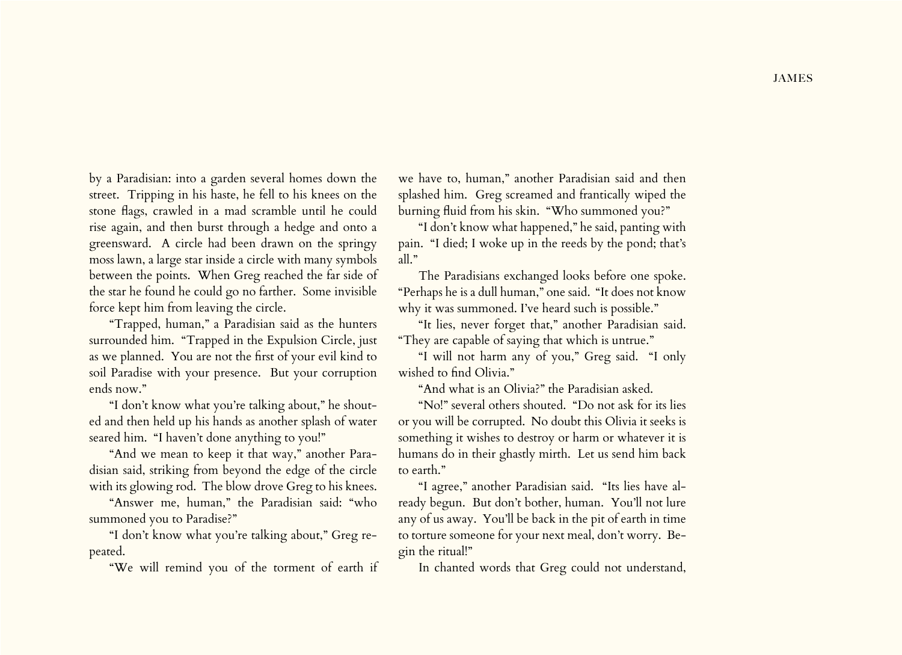by a Paradisian: into a garden several homes down the street. Tripping in his haste, he fell to his knees on the stone flags, crawled in a mad scramble until he could rise again, and then burst through a hedge and onto a greensward. A circle had been drawn on the springy moss lawn, a large star inside a circle with many symbols between the points. When Greg reached the far side of the star he found he could go no farther. Some invisible force kept him from leaving the circle.

"Trapped, human," a Paradisian said as the hunters surrounded him. "Trapped in the Expulsion Circle, just as we planned. You are not the first of your evil kind to soil Paradise with your presence. But your corruption ends now."

"I don't know what you're talking about," he shouted and then held up his hands as another splash of water seared him. "I haven't done anything to you!"

"And we mean to keep it that way," another Paradisian said, striking from beyond the edge of the circle with its glowing rod. The blow drove Greg to his knees.

"Answer me, human," the Paradisian said: "who summoned you to Paradise?"

"I don't know what you're talking about," Greg repeated.

"We will remind you of the torment of earth if we have to, human," another Paradisian said and then splashed him. Greg screamed and frantically wiped the burning fluid from his skin. "Who summoned you?"

"I don't know what happened," he said, panting with pain. "I died; I woke up in the reeds by the pond; that's all."

The Paradisians exchanged looks before one spoke. "Perhaps he is a dull human," one said. "It does not know why it was summoned. I've heard such is possible."

"It lies, never forget that," another Paradisian said. "They are capable of saying that which is untrue."

"I will not harm any of you," Greg said. "I only wished to find Olivia."

"And what is an Olivia?" the Paradisian asked.

"No!" several others shouted. "Do not ask for its lies or you will be corrupted. No doubt this Olivia it seeks is something it wishes to destroy or harm or whatever it is humans do in their ghastly mirth. Let us send him back to earth."

"I agree," another Paradisian said. "Its lies have already begun. But don't bother, human. You'll not lure any of us away. You'll be back in the pit of earth in time to torture someone for your next meal, don't worry. Begin the ritual!"

In chanted words that Greg could not understand,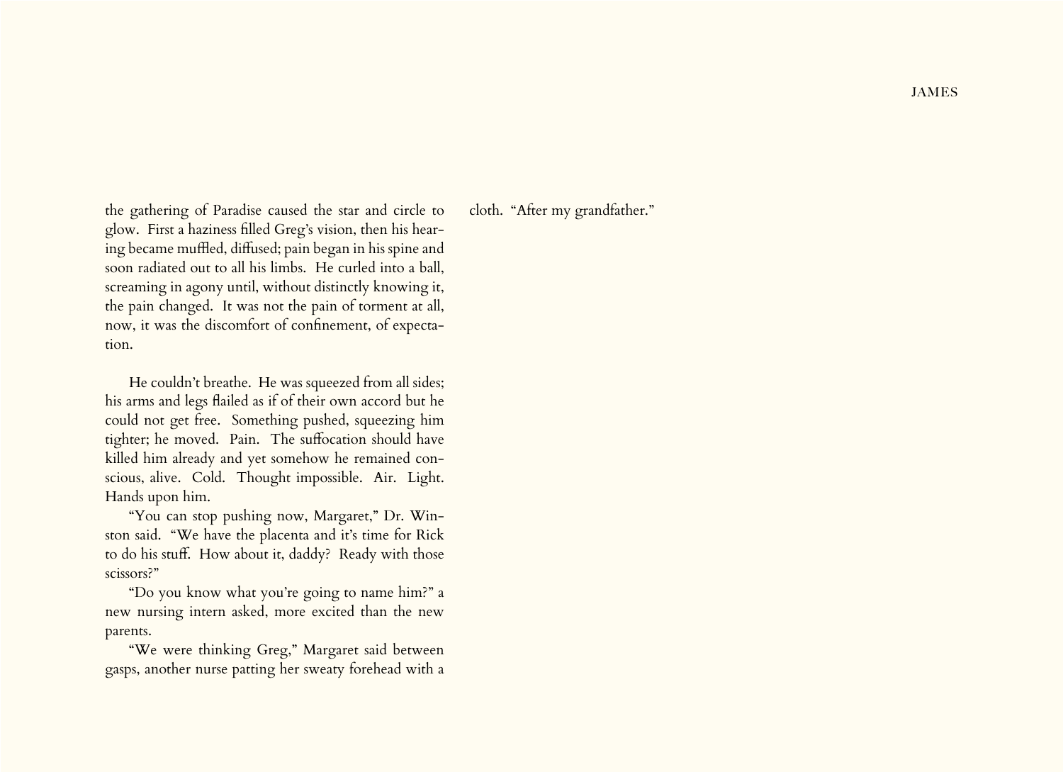the gathering of Paradise caused the star and circle to glow. First a haziness filled Greg's vision, then his hearing became muffled, diffused; pain began in his spine and soon radiated out to all his limbs. He curled into a ball, screaming in agony until, without distinctly knowing it, the pain changed. It was not the pain of torment at all, now, it was the discomfort of confinement, of expectation.

He couldn't breathe. He was squeezed from all sides; his arms and legs flailed as if of their own accord but he could not get free. Something pushed, squeezing him tighter; he moved. Pain. The suffocation should have killed him already and yet somehow he remained conscious, alive. Cold. Thought impossible. Air. Light. Hands upon him.

"You can stop pushing now, Margaret," Dr. Winston said. "We have the placenta and it's time for Rick to do his stuff. How about it, daddy? Ready with those scissors?"

"Do you know what you're going to name him?" a new nursing intern asked, more excited than the new parents.

"We were thinking Greg," Margaret said between gasps, another nurse patting her sweaty forehead with a cloth. "After my grandfather."